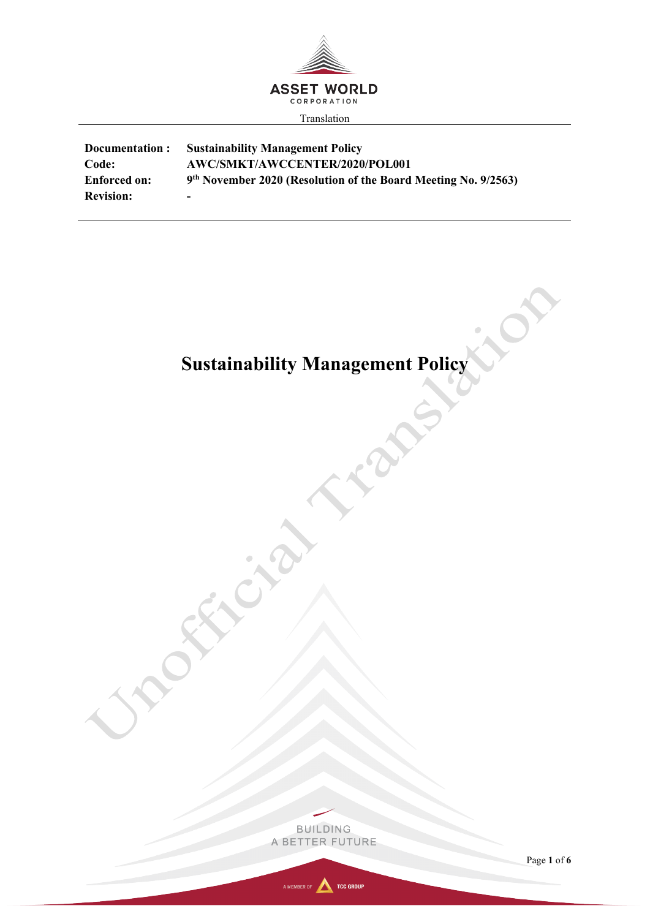Translation

| Documentation : | Sustainability Management Policy |
| --- | --- |
| Code: | AWC/SMKT/AWCCENTER/2020/POL001 |
| Enforced on: | 9th November 2020 (Resolution of the Board Meeting No. 9/2563) |
| Revision: | - |

# Sustainability Management Policy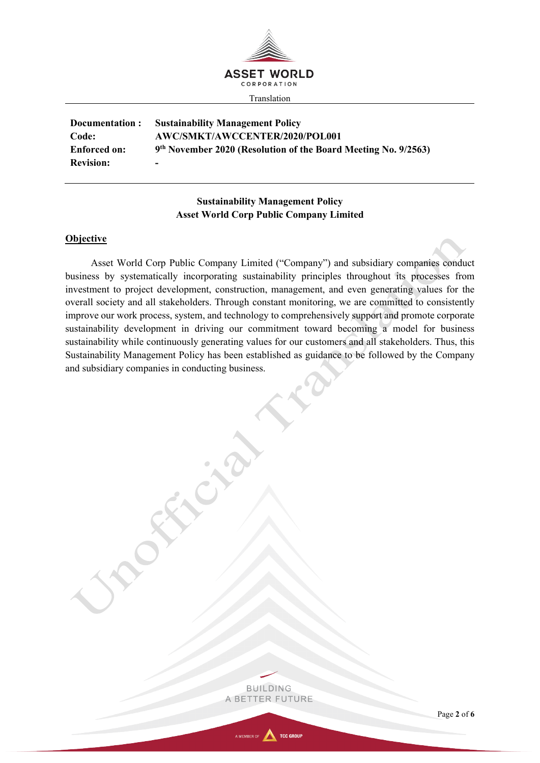Translation

| Documentation : | Sustainability Management Policy |
|---|---|
| Code: | AWC/SMKT/AWCCENTER/2020/POL001 |
| Enforced on: | 9th November 2020 (Resolution of the Board Meeting No. 9/2563) |
| Revision: | - |

**Sustainability Management Policy**
**Asset World Corp Public Company Limited**

## Objective

Asset World Corp Public Company Limited ("Company") and subsidiary companies conduct business by systematically incorporating sustainability principles throughout its processes from investment to project development, construction, management, and even generating values for the overall society and all stakeholders. Through constant monitoring, we are committed to consistently improve our work process, system, and technology to comprehensively support and promote corporate sustainability development in driving our commitment toward becoming a model for business sustainability while continuously generating values for our customers and all stakeholders. Thus, this Sustainability Management Policy has been established as guidance to be followed by the Company and subsidiary companies in conducting business.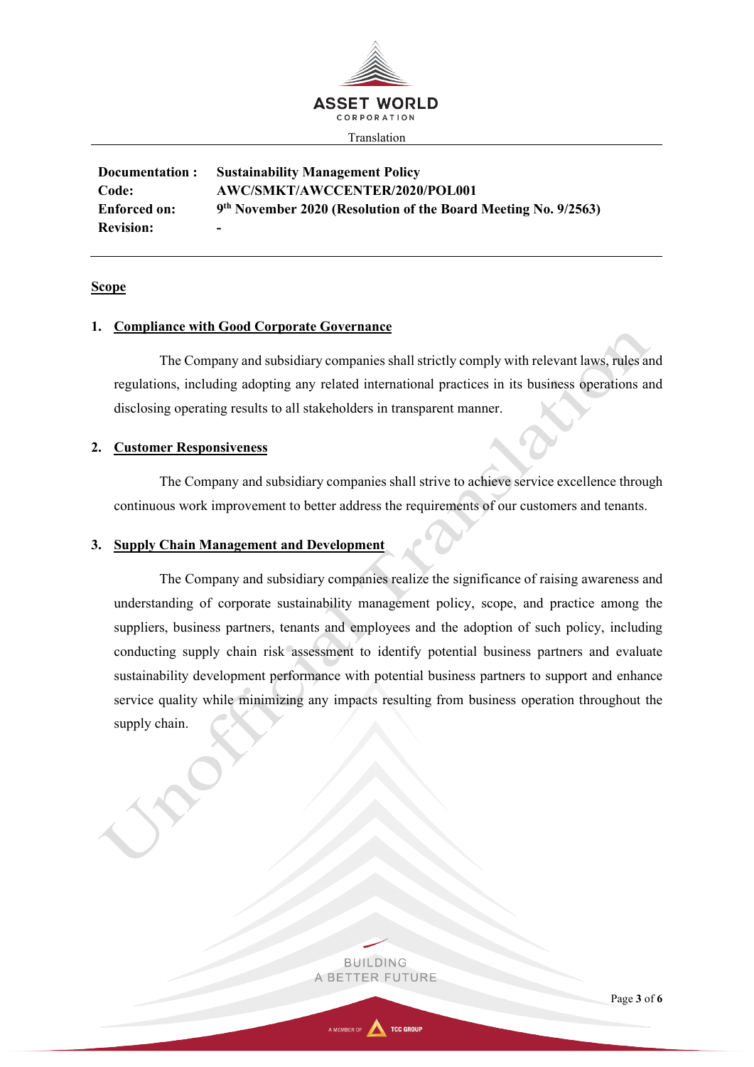Translation

| | |
|---|---|
| **Documentation :** | **Sustainability Management Policy** |
| **Code:** | **AWC/SMKT/AWCCENTER/2020/POL001** |
| **Enforced on:** | **9th November 2020 (Resolution of the Board Meeting No. 9/2563)** |
| **Revision:** | **-** |

## Scope

### 1. Compliance with Good Corporate Governance

The Company and subsidiary companies shall strictly comply with relevant laws, rules and regulations, including adopting any related international practices in its business operations and disclosing operating results to all stakeholders in transparent manner.

### 2. Customer Responsiveness

The Company and subsidiary companies shall strive to achieve service excellence through continuous work improvement to better address the requirements of our customers and tenants.

### 3. Supply Chain Management and Development

The Company and subsidiary companies realize the significance of raising awareness and understanding of corporate sustainability management policy, scope, and practice among the suppliers, business partners, tenants and employees and the adoption of such policy, including conducting supply chain risk assessment to identify potential business partners and evaluate sustainability development performance with potential business partners to support and enhance service quality while minimizing any impacts resulting from business operation throughout the supply chain.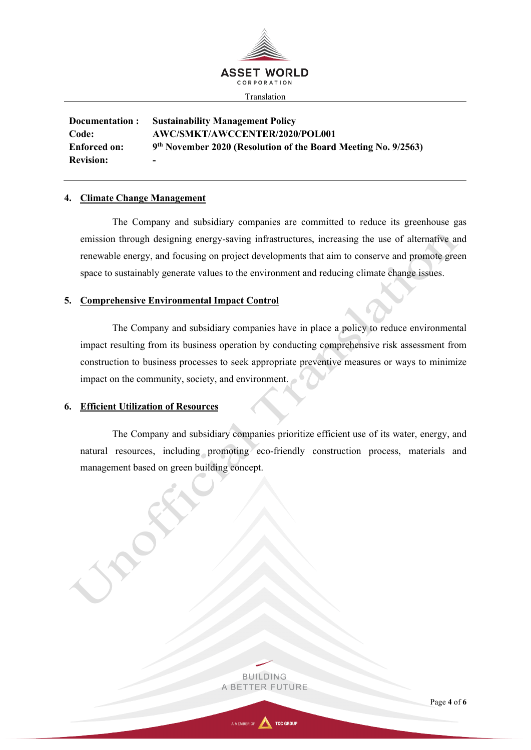| Documentation : | Sustainability Management Policy |
| --- | --- |
| Code: | AWC/SMKT/AWCCENTER/2020/POL001 |
| Enforced on: | 9th November 2020 (Resolution of the Board Meeting No. 9/2563) |
| Revision: | - |

## 4. Climate Change Management

The Company and subsidiary companies are committed to reduce its greenhouse gas emission through designing energy-saving infrastructures, increasing the use of alternative and renewable energy, and focusing on project developments that aim to conserve and promote green space to sustainably generate values to the environment and reducing climate change issues.

## 5. Comprehensive Environmental Impact Control

The Company and subsidiary companies have in place a policy to reduce environmental impact resulting from its business operation by conducting comprehensive risk assessment from construction to business processes to seek appropriate preventive measures or ways to minimize impact on the community, society, and environment.

## 6. Efficient Utilization of Resources

The Company and subsidiary companies prioritize efficient use of its water, energy, and natural resources, including promoting eco-friendly construction process, materials and management based on green building concept.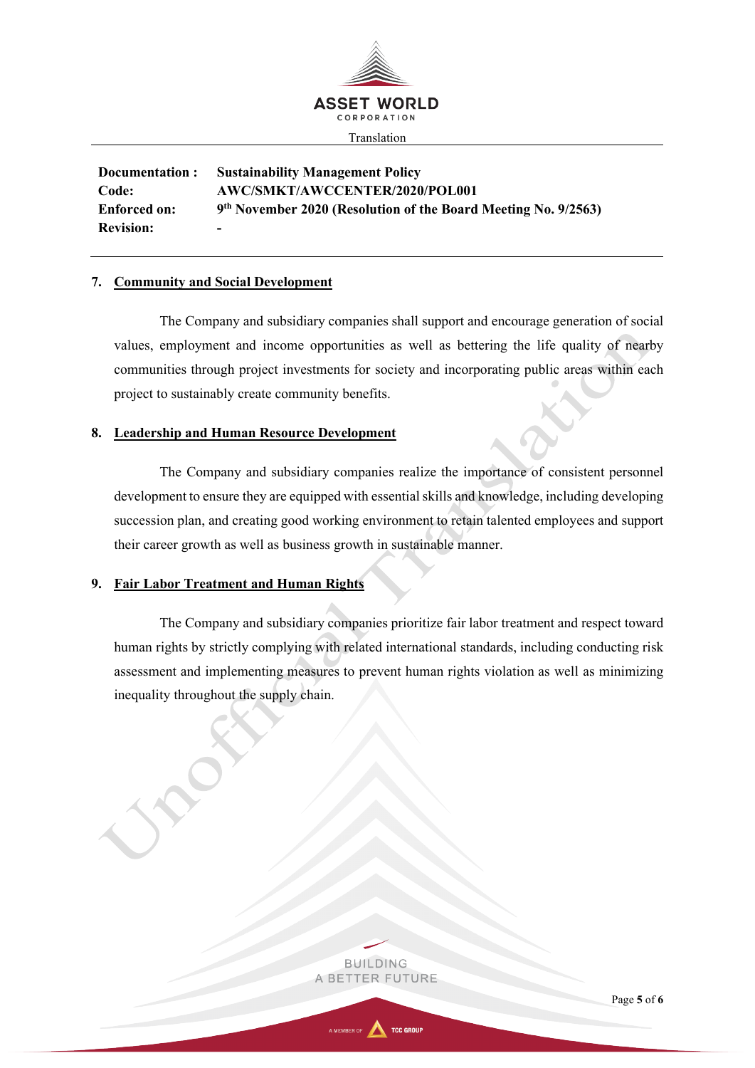| Documentation : | Sustainability Management Policy |
|---|---|
| Code: | AWC/SMKT/AWCCENTER/2020/POL001 |
| Enforced on: | 9th November 2020 (Resolution of the Board Meeting No. 9/2563) |
| Revision: | - |

## 7. Community and Social Development

The Company and subsidiary companies shall support and encourage generation of social values, employment and income opportunities as well as bettering the life quality of nearby communities through project investments for society and incorporating public areas within each project to sustainably create community benefits.

## 8. Leadership and Human Resource Development

The Company and subsidiary companies realize the importance of consistent personnel development to ensure they are equipped with essential skills and knowledge, including developing succession plan, and creating good working environment to retain talented employees and support their career growth as well as business growth in sustainable manner.

## 9. Fair Labor Treatment and Human Rights

The Company and subsidiary companies prioritize fair labor treatment and respect toward human rights by strictly complying with related international standards, including conducting risk assessment and implementing measures to prevent human rights violation as well as minimizing inequality throughout the supply chain.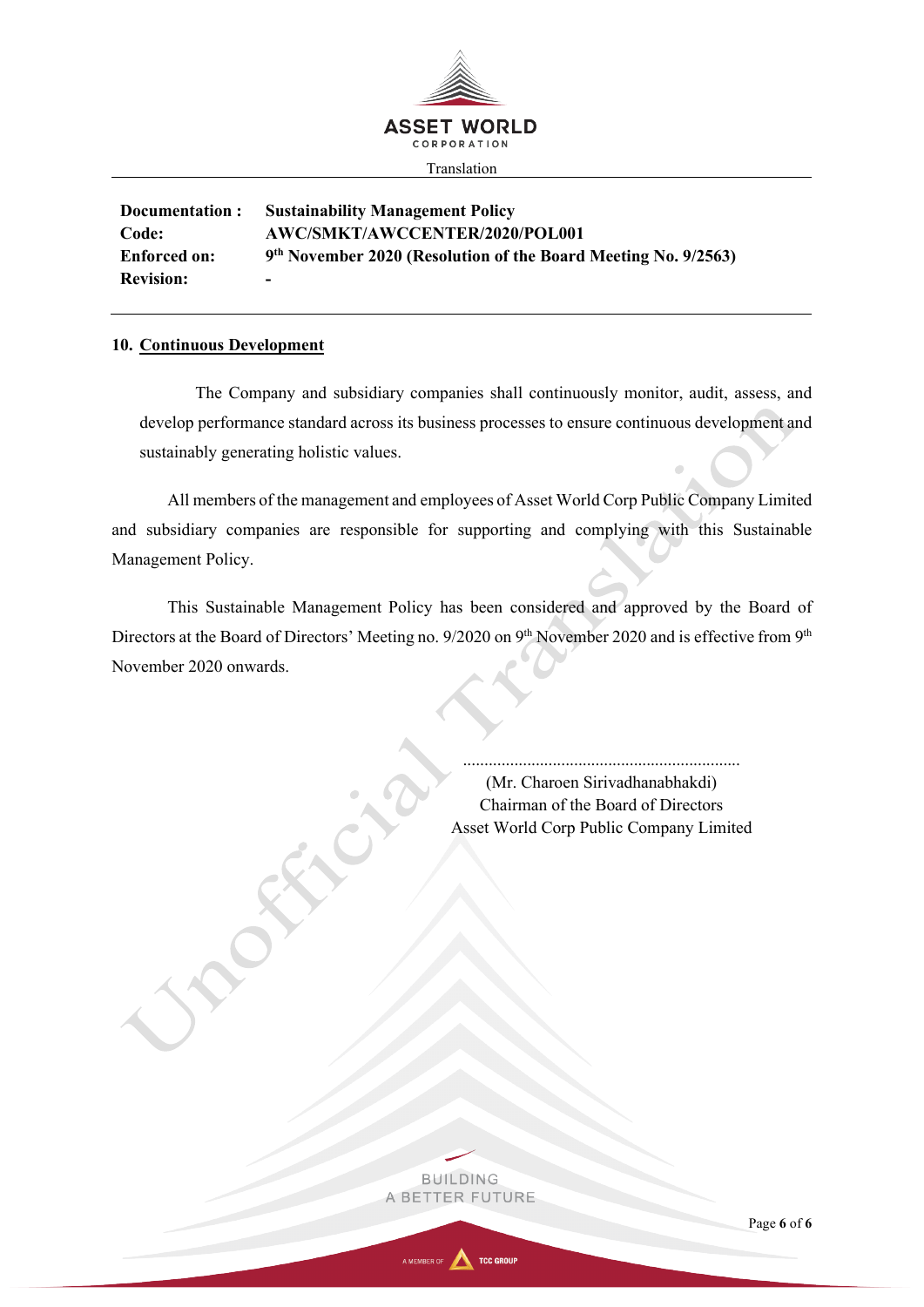| | |
|---|---|
| **Documentation :** | **Sustainability Management Policy** |
| **Code:** | **AWC/SMKT/AWCCENTER/2020/POL001** |
| **Enforced on:** | **9th November 2020 (Resolution of the Board Meeting No. 9/2563)** |
| **Revision:** | **-** |

## 10. Continuous Development

The Company and subsidiary companies shall continuously monitor, audit, assess, and develop performance standard across its business processes to ensure continuous development and sustainably generating holistic values.

All members of the management and employees of Asset World Corp Public Company Limited and subsidiary companies are responsible for supporting and complying with this Sustainable Management Policy.

This Sustainable Management Policy has been considered and approved by the Board of Directors at the Board of Directors' Meeting no. 9/2020 on 9th November 2020 and is effective from 9th November 2020 onwards.

................................................................

(Mr. Charoen Sirivadhanabhakdi)

Chairman of the Board of Directors

Asset World Corp Public Company Limited